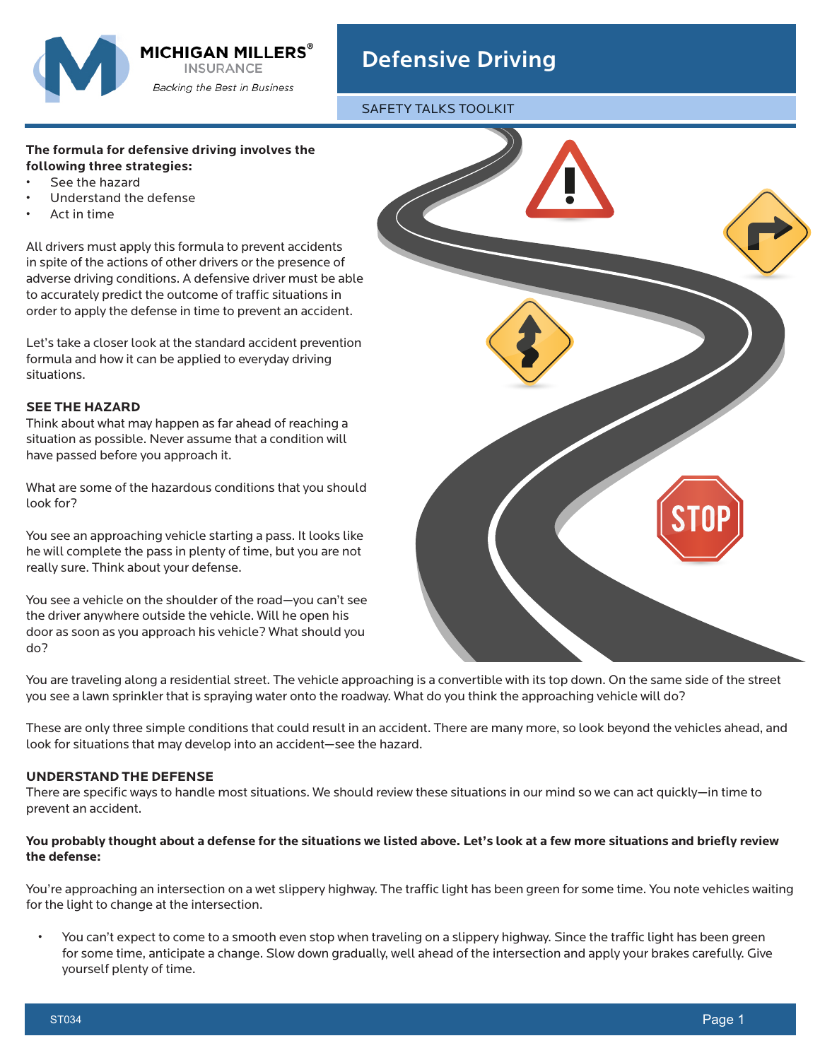# Defensive Driving

SAFETY TALKS TOOLKIT

**The formula for defensive driving involves the following three strategies:**

- See the hazard
- Understand the defense
- Act in time

All drivers must apply this formula to prevent accidents in spite of the actions of other drivers or the presence of adverse driving conditions. A defensive driver must be able to accurately predict the outcome of traffic situations in order to apply the defense in time to prevent an accident.

Let's take a closer look at the standard accident prevention formula and how it can be applied to everyday driving situations.

## SEE THE HAZARD

Think about what may happen as far ahead of reaching a situation as possible. Never assume that a condition will have passed before you approach it.

What are some of the hazardous conditions that you should look for?

You see an approaching vehicle starting a pass. It looks like he will complete the pass in plenty of time, but you are not really sure. Think about your defense.

You see a vehicle on the shoulder of the road—you can't see the driver anywhere outside the vehicle. Will he open his door as soon as you approach his vehicle? What should you do?

You are traveling along a residential street. The vehicle approaching is a convertible with its top down. On the same side of the street you see a lawn sprinkler that is spraying water onto the roadway. What do you think the approaching vehicle will do?

These are only three simple conditions that could result in an accident. There are many more, so look beyond the vehicles ahead, and look for situations that may develop into an accident—see the hazard.

## UNDERSTAND THE DEFENSE

There are specific ways to handle most situations. We should review these situations in our mind so we can act quickly—in time to prevent an accident.

**You probably thought about a defense for the situations we listed above. Let's look at a few more situations and briefly review the defense:**

You're approaching an intersection on a wet slippery highway. The traffic light has been green for some time. You note vehicles waiting for the light to change at the intersection.

- You can't expect to come to a smooth even stop when traveling on a slippery highway. Since the traffic light has been green for some time, anticipate a change. Slow down gradually, well ahead of the intersection and apply your brakes carefully. Give yourself plenty of time.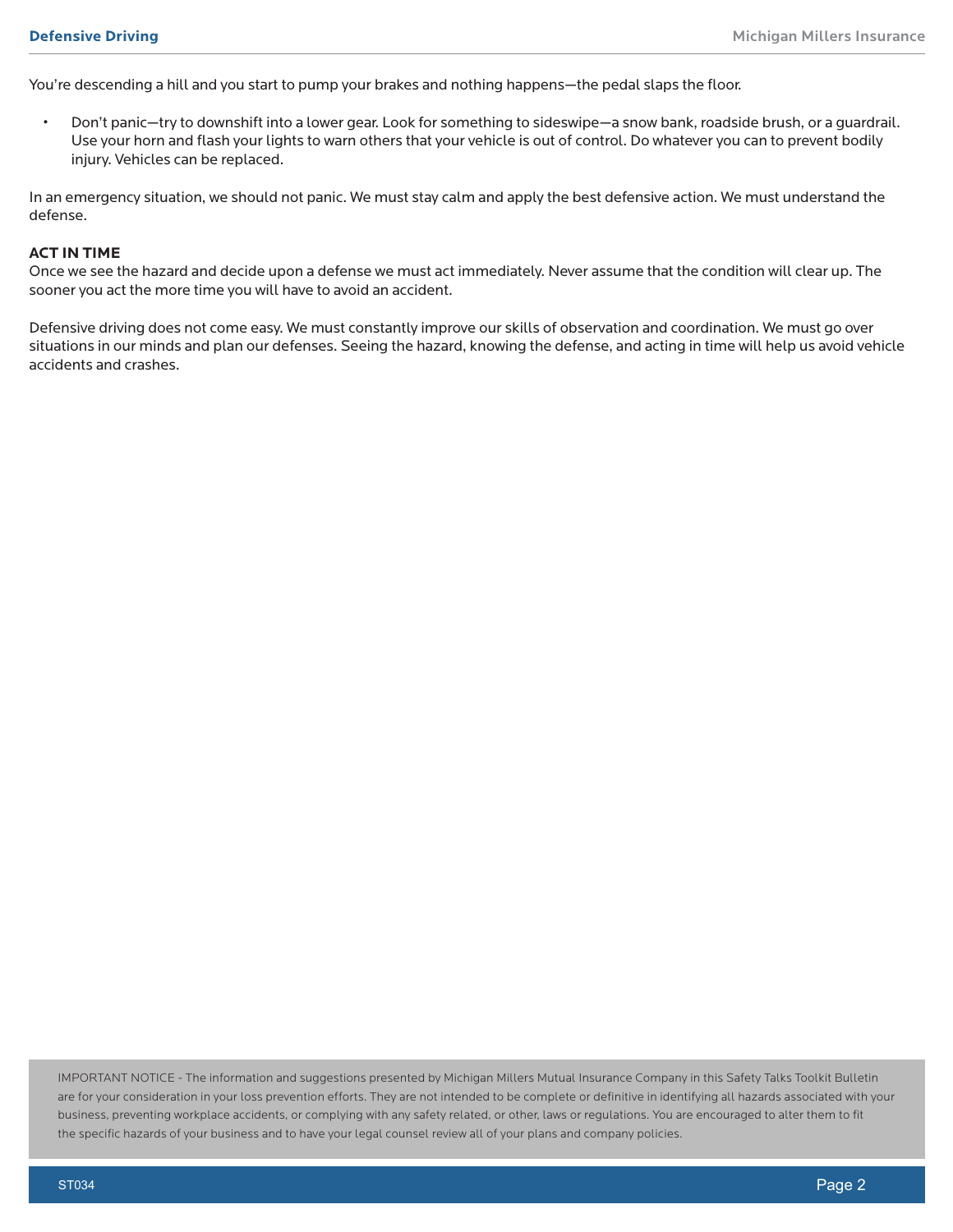You're descending a hill and you start to pump your brakes and nothing happens—the pedal slaps the floor.

- Don't panic—try to downshift into a lower gear. Look for something to sideswipe—a snow bank, roadside brush, or a guardrail. Use your horn and flash your lights to warn others that your vehicle is out of control. Do whatever you can to prevent bodily injury. Vehicles can be replaced.

In an emergency situation, we should not panic. We must stay calm and apply the best defensive action. We must understand the defense.

**ACT IN TIME**
Once we see the hazard and decide upon a defense we must act immediately. Never assume that the condition will clear up. The sooner you act the more time you will have to avoid an accident.

Defensive driving does not come easy. We must constantly improve our skills of observation and coordination. We must go over situations in our minds and plan our defenses. Seeing the hazard, knowing the defense, and acting in time will help us avoid vehicle accidents and crashes.

IMPORTANT NOTICE - The information and suggestions presented by Michigan Millers Mutual Insurance Company in this Safety Talks Toolkit Bulletin are for your consideration in your loss prevention efforts. They are not intended to be complete or definitive in identifying all hazards associated with your business, preventing workplace accidents, or complying with any safety related, or other, laws or regulations. You are encouraged to alter them to fit the specific hazards of your business and to have your legal counsel review all of your plans and company policies.

ST034